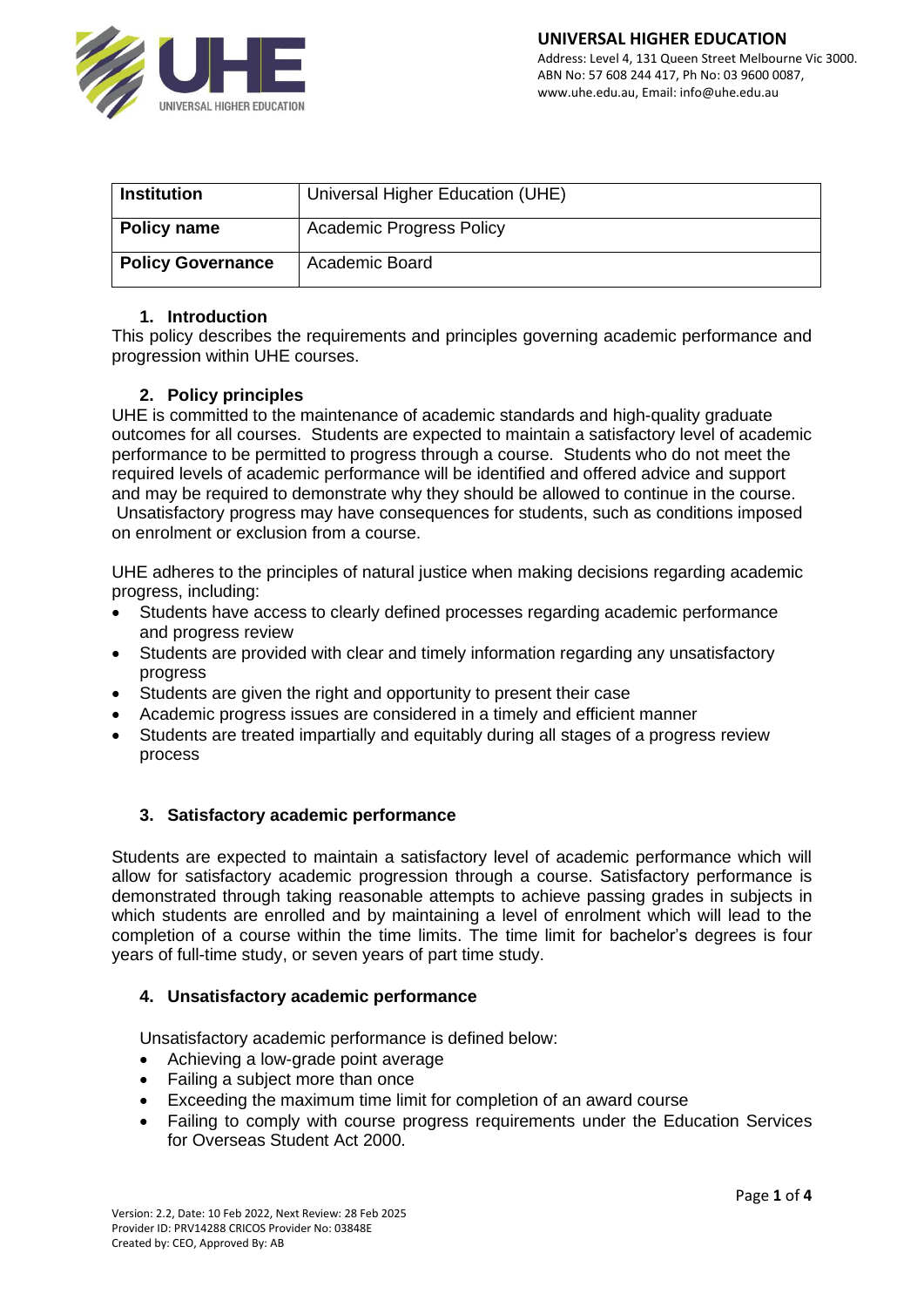| Institution | Universal Higher Education (UHE) |
| --- | --- |
| Policy name | Academic Progress Policy |
| Policy Governance | Academic Board |

## 1. Introduction

This policy describes the requirements and principles governing academic performance and progression within UHE courses.

## 2. Policy principles

UHE is committed to the maintenance of academic standards and high-quality graduate outcomes for all courses. Students are expected to maintain a satisfactory level of academic performance to be permitted to progress through a course. Students who do not meet the required levels of academic performance will be identified and offered advice and support and may be required to demonstrate why they should be allowed to continue in the course. Unsatisfactory progress may have consequences for students, such as conditions imposed on enrolment or exclusion from a course.

UHE adheres to the principles of natural justice when making decisions regarding academic progress, including:

- Students have access to clearly defined processes regarding academic performance and progress review
- Students are provided with clear and timely information regarding any unsatisfactory progress
- Students are given the right and opportunity to present their case
- Academic progress issues are considered in a timely and efficient manner
- Students are treated impartially and equitably during all stages of a progress review process

## 3. Satisfactory academic performance

Students are expected to maintain a satisfactory level of academic performance which will allow for satisfactory academic progression through a course. Satisfactory performance is demonstrated through taking reasonable attempts to achieve passing grades in subjects in which students are enrolled and by maintaining a level of enrolment which will lead to the completion of a course within the time limits. The time limit for bachelor's degrees is four years of full-time study, or seven years of part time study.

## 4. Unsatisfactory academic performance

Unsatisfactory academic performance is defined below:

- Achieving a low-grade point average
- Failing a subject more than once
- Exceeding the maximum time limit for completion of an award course
- Failing to comply with course progress requirements under the Education Services for Overseas Student Act 2000.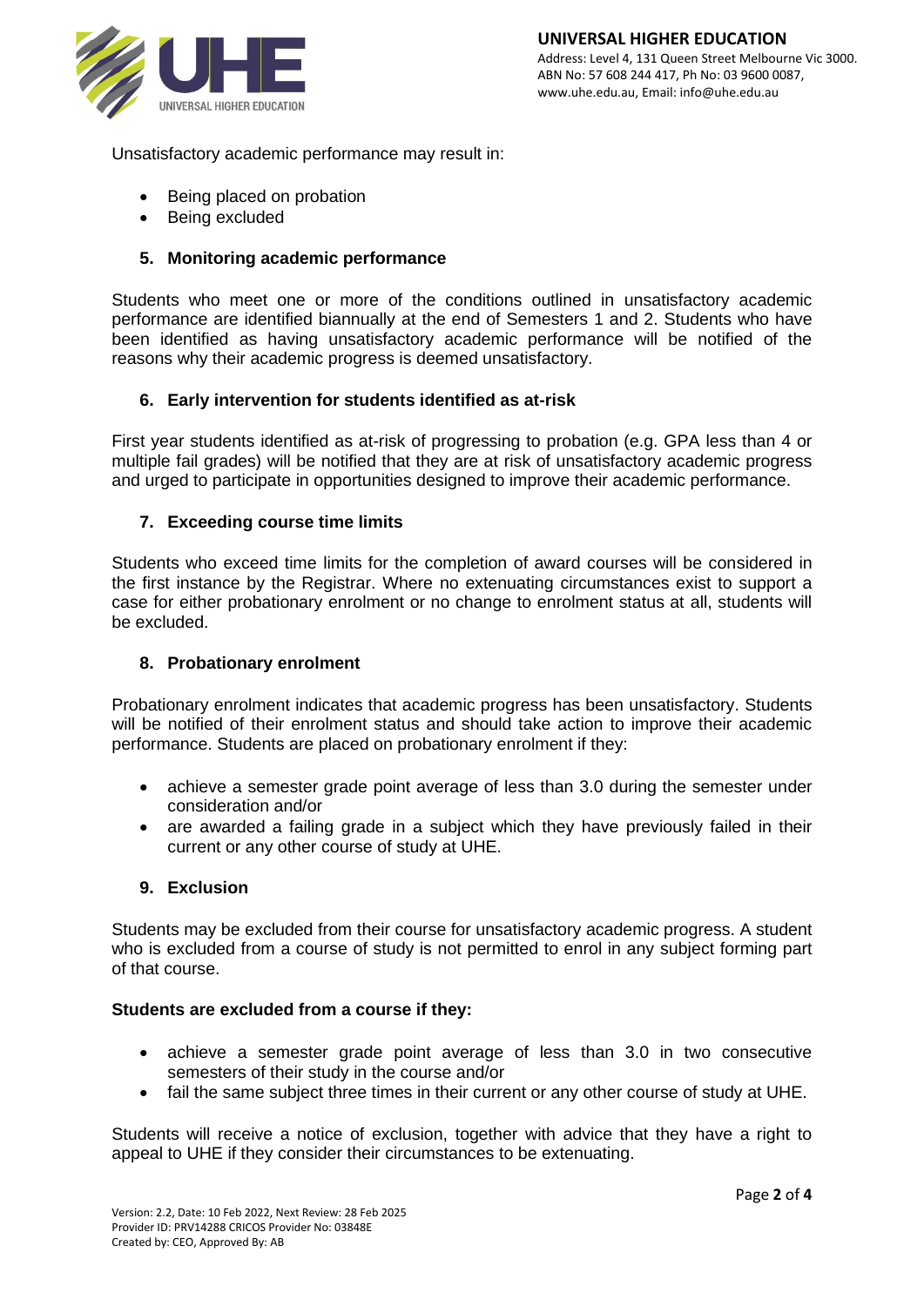Unsatisfactory academic performance may result in:

- Being placed on probation
- Being excluded

## 5. Monitoring academic performance

Students who meet one or more of the conditions outlined in unsatisfactory academic performance are identified biannually at the end of Semesters 1 and 2. Students who have been identified as having unsatisfactory academic performance will be notified of the reasons why their academic progress is deemed unsatisfactory.

## 6. Early intervention for students identified as at-risk

First year students identified as at-risk of progressing to probation (e.g. GPA less than 4 or multiple fail grades) will be notified that they are at risk of unsatisfactory academic progress and urged to participate in opportunities designed to improve their academic performance.

## 7. Exceeding course time limits

Students who exceed time limits for the completion of award courses will be considered in the first instance by the Registrar. Where no extenuating circumstances exist to support a case for either probationary enrolment or no change to enrolment status at all, students will be excluded.

## 8. Probationary enrolment

Probationary enrolment indicates that academic progress has been unsatisfactory. Students will be notified of their enrolment status and should take action to improve their academic performance. Students are placed on probationary enrolment if they:

- achieve a semester grade point average of less than 3.0 during the semester under consideration and/or
- are awarded a failing grade in a subject which they have previously failed in their current or any other course of study at UHE.

## 9. Exclusion

Students may be excluded from their course for unsatisfactory academic progress. A student who is excluded from a course of study is not permitted to enrol in any subject forming part of that course.

**Students are excluded from a course if they:**

- achieve a semester grade point average of less than 3.0 in two consecutive semesters of their study in the course and/or
- fail the same subject three times in their current or any other course of study at UHE.

Students will receive a notice of exclusion, together with advice that they have a right to appeal to UHE if they consider their circumstances to be extenuating.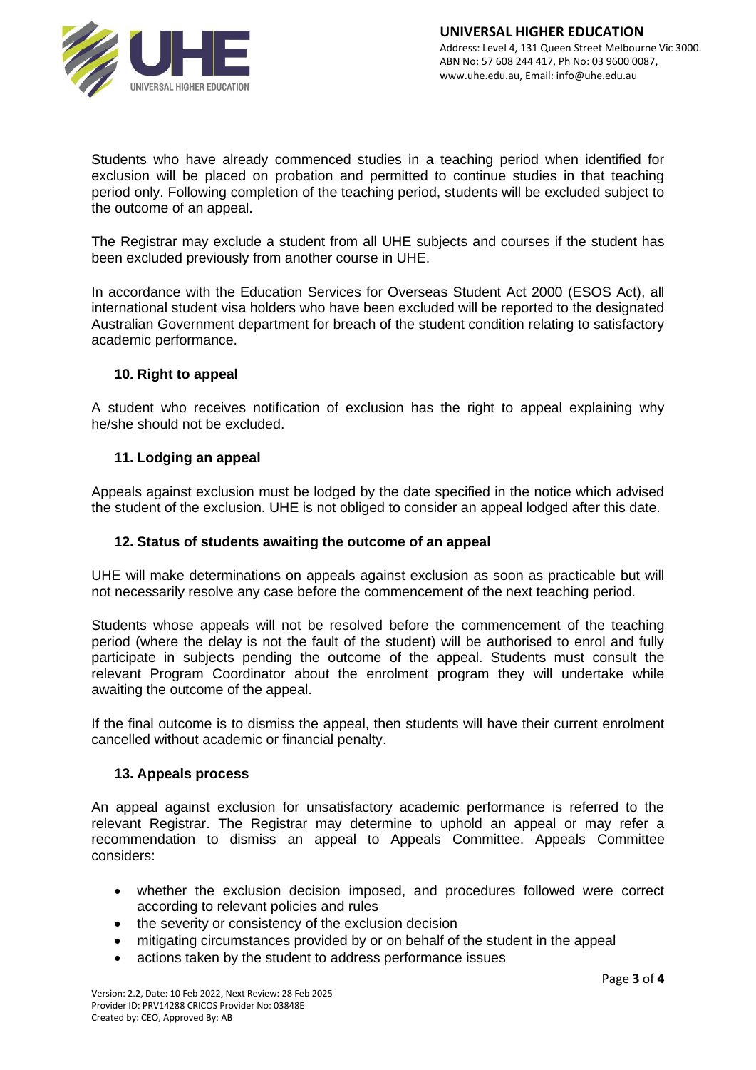Students who have already commenced studies in a teaching period when identified for exclusion will be placed on probation and permitted to continue studies in that teaching period only. Following completion of the teaching period, students will be excluded subject to the outcome of an appeal.

The Registrar may exclude a student from all UHE subjects and courses if the student has been excluded previously from another course in UHE.

In accordance with the Education Services for Overseas Student Act 2000 (ESOS Act), all international student visa holders who have been excluded will be reported to the designated Australian Government department for breach of the student condition relating to satisfactory academic performance.

### 10. Right to appeal

A student who receives notification of exclusion has the right to appeal explaining why he/she should not be excluded.

### 11. Lodging an appeal

Appeals against exclusion must be lodged by the date specified in the notice which advised the student of the exclusion. UHE is not obliged to consider an appeal lodged after this date.

### 12. Status of students awaiting the outcome of an appeal

UHE will make determinations on appeals against exclusion as soon as practicable but will not necessarily resolve any case before the commencement of the next teaching period.

Students whose appeals will not be resolved before the commencement of the teaching period (where the delay is not the fault of the student) will be authorised to enrol and fully participate in subjects pending the outcome of the appeal. Students must consult the relevant Program Coordinator about the enrolment program they will undertake while awaiting the outcome of the appeal.

If the final outcome is to dismiss the appeal, then students will have their current enrolment cancelled without academic or financial penalty.

### 13. Appeals process

An appeal against exclusion for unsatisfactory academic performance is referred to the relevant Registrar. The Registrar may determine to uphold an appeal or may refer a recommendation to dismiss an appeal to Appeals Committee. Appeals Committee considers:

- whether the exclusion decision imposed, and procedures followed were correct according to relevant policies and rules
- the severity or consistency of the exclusion decision
- mitigating circumstances provided by or on behalf of the student in the appeal
- actions taken by the student to address performance issues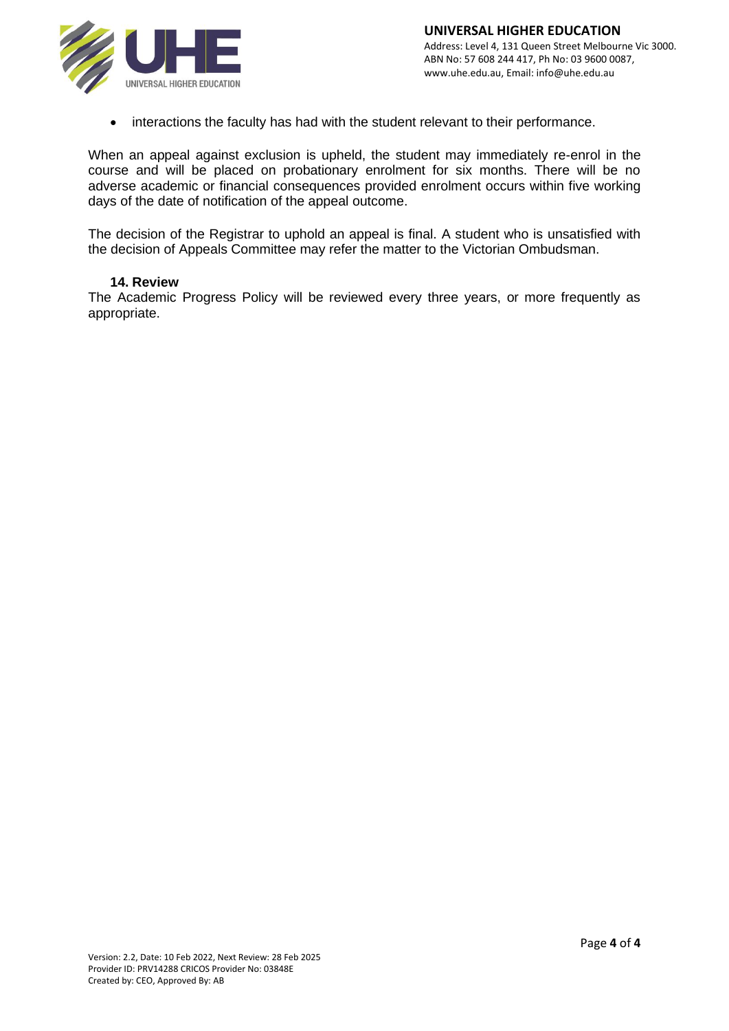- interactions the faculty has had with the student relevant to their performance.

When an appeal against exclusion is upheld, the student may immediately re-enrol in the course and will be placed on probationary enrolment for six months. There will be no adverse academic or financial consequences provided enrolment occurs within five working days of the date of notification of the appeal outcome.

The decision of the Registrar to uphold an appeal is final. A student who is unsatisfied with the decision of Appeals Committee may refer the matter to the Victorian Ombudsman.

### 14. Review

The Academic Progress Policy will be reviewed every three years, or more frequently as appropriate.